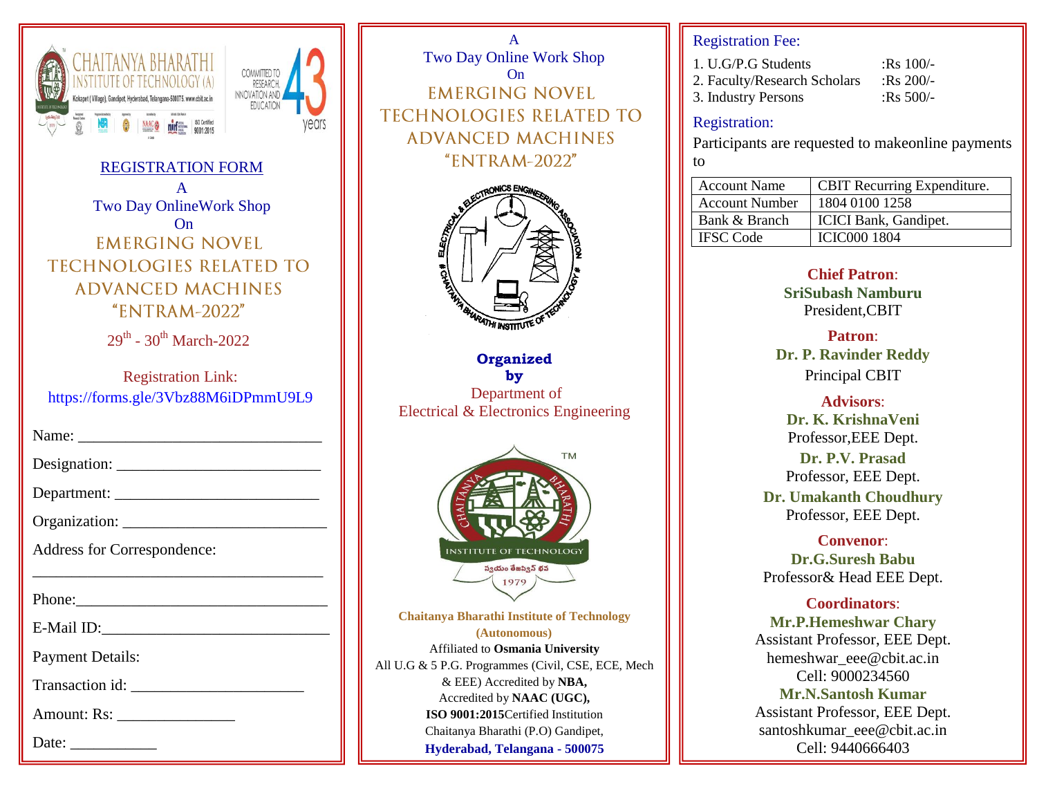CHAITANYA BHARATHI INSTITUTE OF TECHNOLOGY (A)

Kokapet (Village), Gandipet, Hyderabad, Telangana-500075. www.cbit.ac.in

COMMITTED TO RESEARCH, INNOVATION AND EDUCATION

43 years

## REGISTRATION FORM

A

Two Day OnlineWork Shop

On

# EMERGING NOVEL TECHNOLOGIES RELATED TO ADVANCED MACHINES "ENTRAM-2022"

29th - 30th March-2022

Registration Link:

https://forms.gle/3Vbz88M6iDPmmU9L9

Name: ______________________________

Designation: _________________________

Department: _________________________

Organization: _________________________

Address for Correspondence:

____________________________________

Phone: ______________________________

E-Mail ID: ____________________________

Payment Details:

Transaction id: _____________________

Amount: Rs: ______________

Date: __________

---

A

Two Day Online Work Shop

On

# EMERGING NOVEL TECHNOLOGIES RELATED TO ADVANCED MACHINES "ENTRAM-2022"

ELECTRICAL & ELECTRONICS ENGINEERING ASSOCIATION # CHAITANYA BHARATHI INSTITUTE OF TECHNOLOGY #

**Organized by**

Department of

Electrical & Electronics Engineering

CHAITANYA BHARATHI INSTITUTE OF TECHNOLOGY 1979

**Chaitanya Bharathi Institute of Technology (Autonomous)**

Affiliated to **Osmania University**

All U.G & 5 P.G. Programmes (Civil, CSE, ECE, Mech & EEE) Accredited by **NBA,**

Accredited by **NAAC (UGC),**

**ISO 9001:2015**Certified Institution

Chaitanya Bharathi (P.O) Gandipet,

**Hyderabad, Telangana - 500075**

---

## Registration Fee:

1. U.G/P.G Students :Rs 100/-
2. Faculty/Research Scholars :Rs 200/-
3. Industry Persons :Rs 500/-

## Registration:

Participants are requested to makeonline payments to

| Account Name | CBIT Recurring Expenditure. |
|---|---|
| Account Number | 1804 0100 1258 |
| Bank & Branch | ICICI Bank, Gandipet. |
| IFSC Code | ICIC000 1804 |

**Chief Patron**:

**SriSubash Namburu**

President,CBIT

**Patron**:

**Dr. P. Ravinder Reddy**

Principal CBIT

**Advisors**:

**Dr. K. KrishnaVeni**

Professor,EEE Dept.

**Dr. P.V. Prasad**

Professor, EEE Dept.

**Dr. Umakanth Choudhury**

Professor, EEE Dept.

**Convenor**:

**Dr.G.Suresh Babu**

Professor& Head EEE Dept.

**Coordinators**:

**Mr.P.Hemeshwar Chary**

Assistant Professor, EEE Dept.

hemeshwar_eee@cbit.ac.in

Cell: 9000234560

**Mr.N.Santosh Kumar**

Assistant Professor, EEE Dept.

santoshkumar_eee@cbit.ac.in

Cell: 9440666403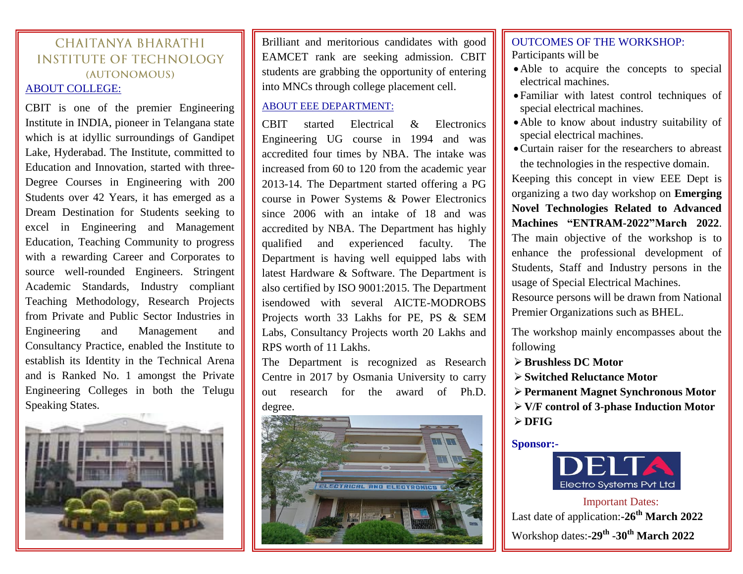# CHAITANYA BHARATHI INSTITUTE OF TECHNOLOGY
## (AUTONOMOUS)

## ABOUT COLLEGE:

CBIT is one of the premier Engineering Institute in INDIA, pioneer in Telangana state which is at idyllic surroundings of Gandipet Lake, Hyderabad. The Institute, committed to Education and Innovation, started with three-Degree Courses in Engineering with 200 Students over 42 Years, it has emerged as a Dream Destination for Students seeking to excel in Engineering and Management Education, Teaching Community to progress with a rewarding Career and Corporates to source well-rounded Engineers. Stringent Academic Standards, Industry compliant Teaching Methodology, Research Projects from Private and Public Sector Industries in Engineering and Management and Consultancy Practice, enabled the Institute to establish its Identity in the Technical Arena and is Ranked No. 1 amongst the Private Engineering Colleges in both the Telugu Speaking States. Brilliant and meritorious candidates with good EAMCET rank are seeking admission. CBIT students are grabbing the opportunity of entering into MNCs through college placement cell.

## ABOUT EEE DEPARTMENT:

CBIT started Electrical & Electronics Engineering UG course in 1994 and was accredited four times by NBA. The intake was increased from 60 to 120 from the academic year 2013-14. The Department started offering a PG course in Power Systems & Power Electronics since 2006 with an intake of 18 and was accredited by NBA. The Department has highly qualified and experienced faculty. The Department is having well equipped labs with latest Hardware & Software. The Department is also certified by ISO 9001:2015. The Department isendowed with several AICTE-MODROBS Projects worth 33 Lakhs for PE, PS & SEM Labs, Consultancy Projects worth 20 Lakhs and RPS worth of 11 Lakhs.

The Department is recognized as Research Centre in 2017 by Osmania University to carry out research for the award of Ph.D. degree.

## OUTCOMES OF THE WORKSHOP:

Participants will be

- Able to acquire the concepts to special electrical machines.
- Familiar with latest control techniques of special electrical machines.
- Able to know about industry suitability of special electrical machines.
- Curtain raiser for the researchers to abreast the technologies in the respective domain.

Keeping this concept in view EEE Dept is organizing a two day workshop on **Emerging Novel Technologies Related to Advanced Machines "ENTRAM-2022"March 2022**. The main objective of the workshop is to enhance the professional development of Students, Staff and Industry persons in the usage of Special Electrical Machines.

Resource persons will be drawn from National Premier Organizations such as BHEL.

The workshop mainly encompasses about the following

- **Brushless DC Motor**
- **Switched Reluctance Motor**
- **Permanent Magnet Synchronous Motor**
- **V/F control of 3-phase Induction Motor**
- **DFIG**

**Sponsor:-**

DELTA Electro Systems Pvt Ltd

Important Dates:

Last date of application:**-26th March 2022**

Workshop dates:**-29th -30th March 2022**